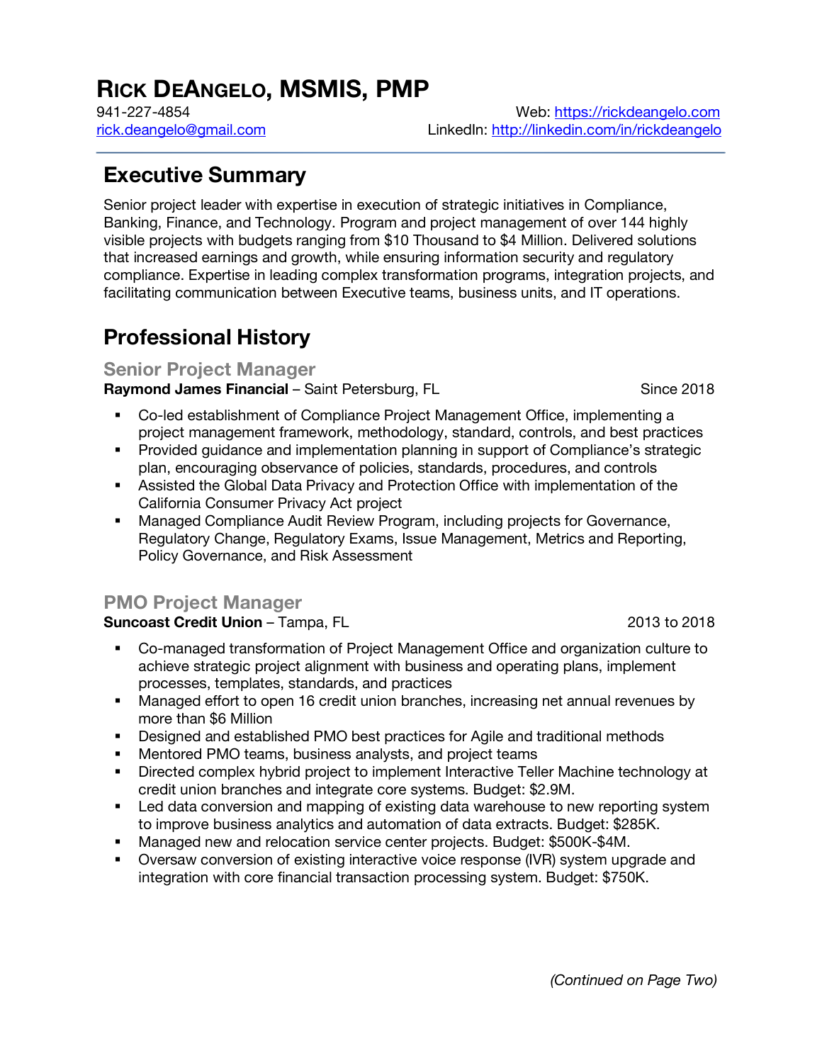# RICK DEANGELO, MSMIS, PMP

941-227-4854 Web: https://rickdeangelo.com
rick.deangelo@gmail.com LinkedIn: http://linkedin.com/in/rickdeangelo

## Executive Summary

Senior project leader with expertise in execution of strategic initiatives in Compliance, Banking, Finance, and Technology. Program and project management of over 144 highly visible projects with budgets ranging from $10 Thousand to $4 Million. Delivered solutions that increased earnings and growth, while ensuring information security and regulatory compliance. Expertise in leading complex transformation programs, integration projects, and facilitating communication between Executive teams, business units, and IT operations.

## Professional History

### Senior Project Manager

**Raymond James Financial** – Saint Petersburg, FL Since 2018

- Co-led establishment of Compliance Project Management Office, implementing a project management framework, methodology, standard, controls, and best practices
- Provided guidance and implementation planning in support of Compliance's strategic plan, encouraging observance of policies, standards, procedures, and controls
- Assisted the Global Data Privacy and Protection Office with implementation of the California Consumer Privacy Act project
- Managed Compliance Audit Review Program, including projects for Governance, Regulatory Change, Regulatory Exams, Issue Management, Metrics and Reporting, Policy Governance, and Risk Assessment

### PMO Project Manager

**Suncoast Credit Union** – Tampa, FL 2013 to 2018

- Co-managed transformation of Project Management Office and organization culture to achieve strategic project alignment with business and operating plans, implement processes, templates, standards, and practices
- Managed effort to open 16 credit union branches, increasing net annual revenues by more than $6 Million
- Designed and established PMO best practices for Agile and traditional methods
- Mentored PMO teams, business analysts, and project teams
- Directed complex hybrid project to implement Interactive Teller Machine technology at credit union branches and integrate core systems. Budget: $2.9M.
- Led data conversion and mapping of existing data warehouse to new reporting system to improve business analytics and automation of data extracts. Budget: $285K.
- Managed new and relocation service center projects. Budget: $500K-$4M.
- Oversaw conversion of existing interactive voice response (IVR) system upgrade and integration with core financial transaction processing system. Budget: $750K.

*(Continued on Page Two)*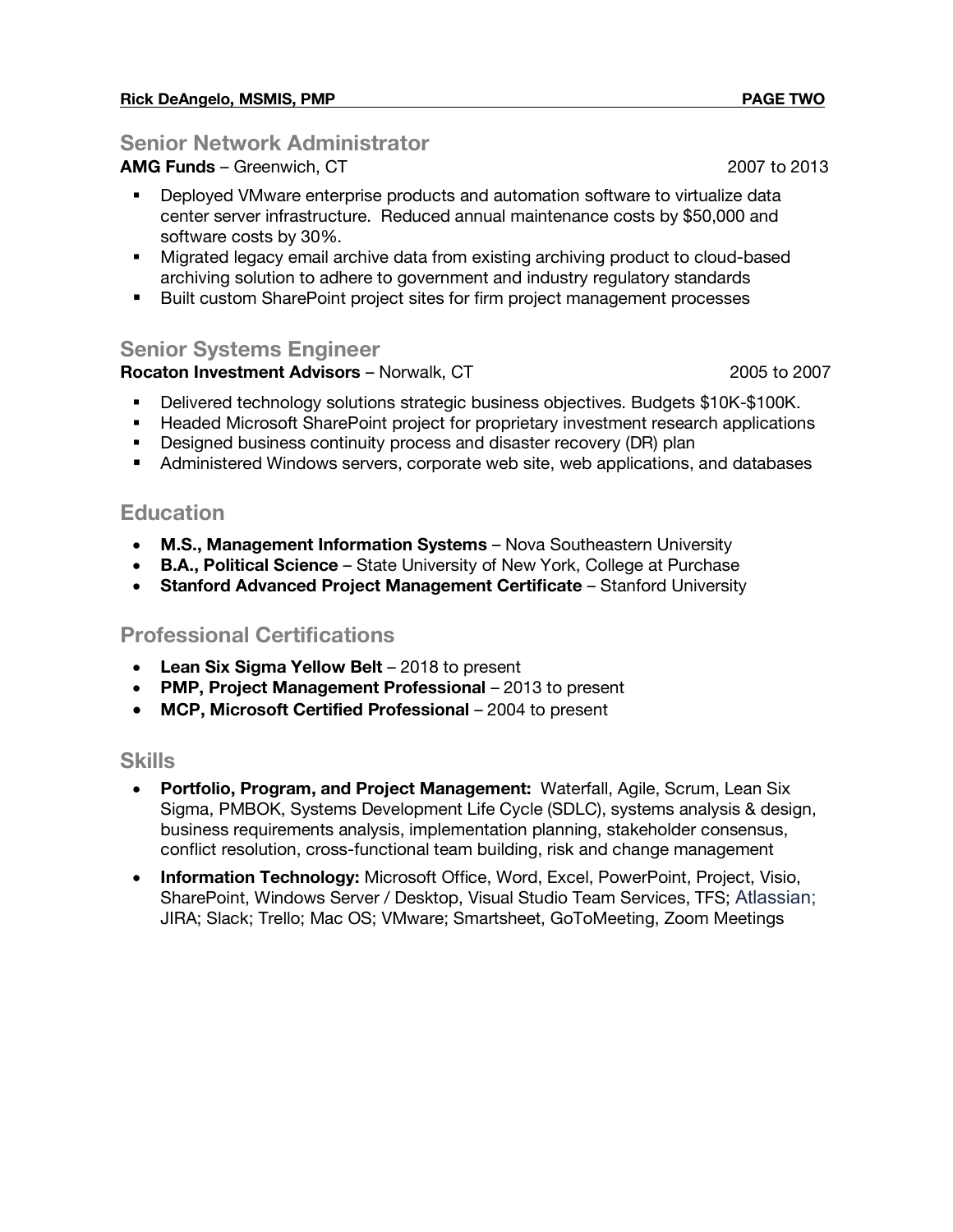### Senior Network Administrator

**AMG Funds** – Greenwich, CT 2007 to 2013

- Deployed VMware enterprise products and automation software to virtualize data center server infrastructure. Reduced annual maintenance costs by $50,000 and software costs by 30%.
- Migrated legacy email archive data from existing archiving product to cloud-based archiving solution to adhere to government and industry regulatory standards
- Built custom SharePoint project sites for firm project management processes

### Senior Systems Engineer

**Rocaton Investment Advisors** – Norwalk, CT 2005 to 2007

- Delivered technology solutions strategic business objectives. Budgets $10K-$100K.
- Headed Microsoft SharePoint project for proprietary investment research applications
- Designed business continuity process and disaster recovery (DR) plan
- Administered Windows servers, corporate web site, web applications, and databases

## Education

- **M.S., Management Information Systems** – Nova Southeastern University
- **B.A., Political Science** – State University of New York, College at Purchase
- **Stanford Advanced Project Management Certificate** – Stanford University

## Professional Certifications

- **Lean Six Sigma Yellow Belt** – 2018 to present
- **PMP, Project Management Professional** – 2013 to present
- **MCP, Microsoft Certified Professional** – 2004 to present

## Skills

- **Portfolio, Program, and Project Management:** Waterfall, Agile, Scrum, Lean Six Sigma, PMBOK, Systems Development Life Cycle (SDLC), systems analysis & design, business requirements analysis, implementation planning, stakeholder consensus, conflict resolution, cross-functional team building, risk and change management
- **Information Technology:** Microsoft Office, Word, Excel, PowerPoint, Project, Visio, SharePoint, Windows Server / Desktop, Visual Studio Team Services, TFS; Atlassian; JIRA; Slack; Trello; Mac OS; VMware; Smartsheet, GoToMeeting, Zoom Meetings